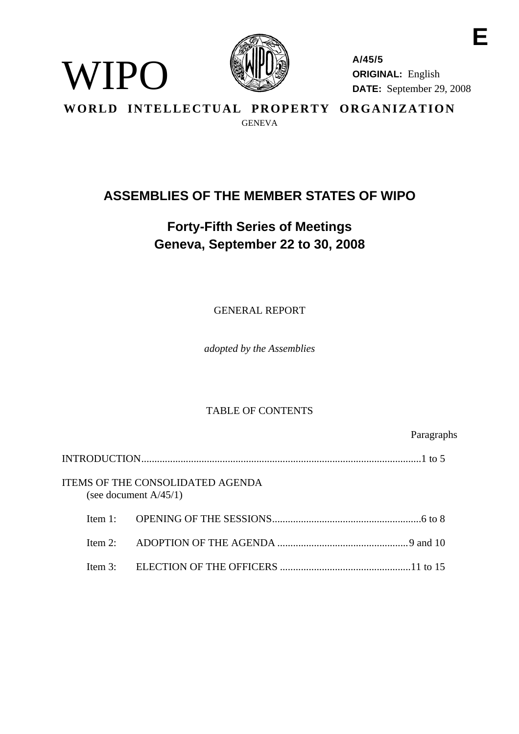**E**

WIPO

**A/45/5**
**ORIGINAL:** English
**DATE:** September 29, 2008

**WORLD INTELLECTUAL PROPERTY ORGANIZATION**
GENEVA

# ASSEMBLIES OF THE MEMBER STATES OF WIPO

## Forty-Fifth Series of Meetings
## Geneva, September 22 to 30, 2008

GENERAL REPORT

*adopted by the Assemblies*

TABLE OF CONTENTS

| | Paragraphs |
|---|---|
| INTRODUCTION | 1 to 5 |
| ITEMS OF THE CONSOLIDATED AGENDA (see document A/45/1) | |
| Item 1: OPENING OF THE SESSIONS | 6 to 8 |
| Item 2: ADOPTION OF THE AGENDA | 9 and 10 |
| Item 3: ELECTION OF THE OFFICERS | 11 to 15 |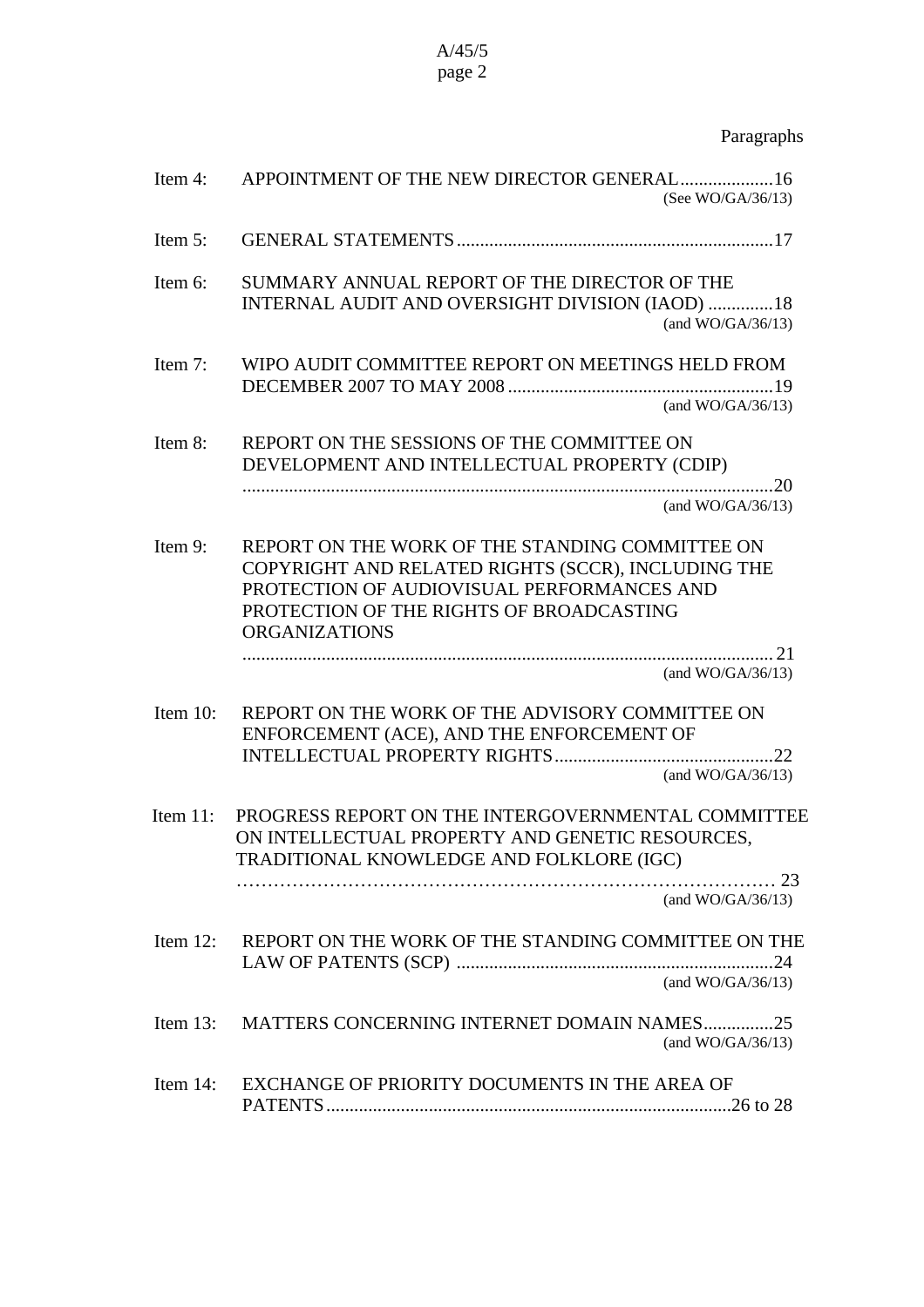Paragraphs

| | | |
|---|---|---|
| Item 4: | APPOINTMENT OF THE NEW DIRECTOR GENERAL (See WO/GA/36/13) | 16 |
| Item 5: | GENERAL STATEMENTS | 17 |
| Item 6: | SUMMARY ANNUAL REPORT OF THE DIRECTOR OF THE INTERNAL AUDIT AND OVERSIGHT DIVISION (IAOD) (and WO/GA/36/13) | 18 |
| Item 7: | WIPO AUDIT COMMITTEE REPORT ON MEETINGS HELD FROM DECEMBER 2007 TO MAY 2008 (and WO/GA/36/13) | 19 |
| Item 8: | REPORT ON THE SESSIONS OF THE COMMITTEE ON DEVELOPMENT AND INTELLECTUAL PROPERTY (CDIP) (and WO/GA/36/13) | 20 |
| Item 9: | REPORT ON THE WORK OF THE STANDING COMMITTEE ON COPYRIGHT AND RELATED RIGHTS (SCCR), INCLUDING THE PROTECTION OF AUDIOVISUAL PERFORMANCES AND PROTECTION OF THE RIGHTS OF BROADCASTING ORGANIZATIONS (and WO/GA/36/13) | 21 |
| Item 10: | REPORT ON THE WORK OF THE ADVISORY COMMITTEE ON ENFORCEMENT (ACE), AND THE ENFORCEMENT OF INTELLECTUAL PROPERTY RIGHTS (and WO/GA/36/13) | 22 |
| Item 11: | PROGRESS REPORT ON THE INTERGOVERNMENTAL COMMITTEE ON INTELLECTUAL PROPERTY AND GENETIC RESOURCES, TRADITIONAL KNOWLEDGE AND FOLKLORE (IGC) (and WO/GA/36/13) | 23 |
| Item 12: | REPORT ON THE WORK OF THE STANDING COMMITTEE ON THE LAW OF PATENTS (SCP) (and WO/GA/36/13) | 24 |
| Item 13: | MATTERS CONCERNING INTERNET DOMAIN NAMES (and WO/GA/36/13) | 25 |
| Item 14: | EXCHANGE OF PRIORITY DOCUMENTS IN THE AREA OF PATENTS | 26 to 28 |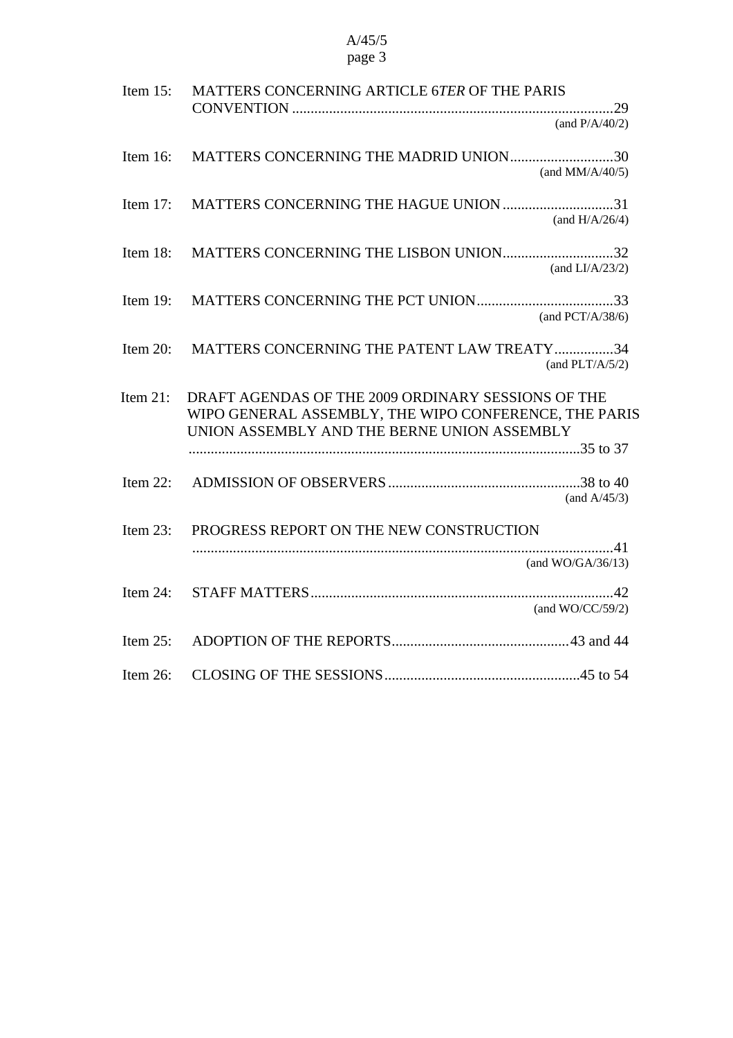| | | |
|---|---|---|
| Item 15: | MATTERS CONCERNING ARTICLE 6*TER* OF THE PARIS CONVENTION (and P/A/40/2) | 29 |
| Item 16: | MATTERS CONCERNING THE MADRID UNION (and MM/A/40/5) | 30 |
| Item 17: | MATTERS CONCERNING THE HAGUE UNION (and H/A/26/4) | 31 |
| Item 18: | MATTERS CONCERNING THE LISBON UNION (and LI/A/23/2) | 32 |
| Item 19: | MATTERS CONCERNING THE PCT UNION (and PCT/A/38/6) | 33 |
| Item 20: | MATTERS CONCERNING THE PATENT LAW TREATY (and PLT/A/5/2) | 34 |
| Item 21: | DRAFT AGENDAS OF THE 2009 ORDINARY SESSIONS OF THE WIPO GENERAL ASSEMBLY, THE WIPO CONFERENCE, THE PARIS UNION ASSEMBLY AND THE BERNE UNION ASSEMBLY | 35 to 37 |
| Item 22: | ADMISSION OF OBSERVERS (and A/45/3) | 38 to 40 |
| Item 23: | PROGRESS REPORT ON THE NEW CONSTRUCTION (and WO/GA/36/13) | 41 |
| Item 24: | STAFF MATTERS (and WO/CC/59/2) | 42 |
| Item 25: | ADOPTION OF THE REPORTS | 43 and 44 |
| Item 26: | CLOSING OF THE SESSIONS | 45 to 54 |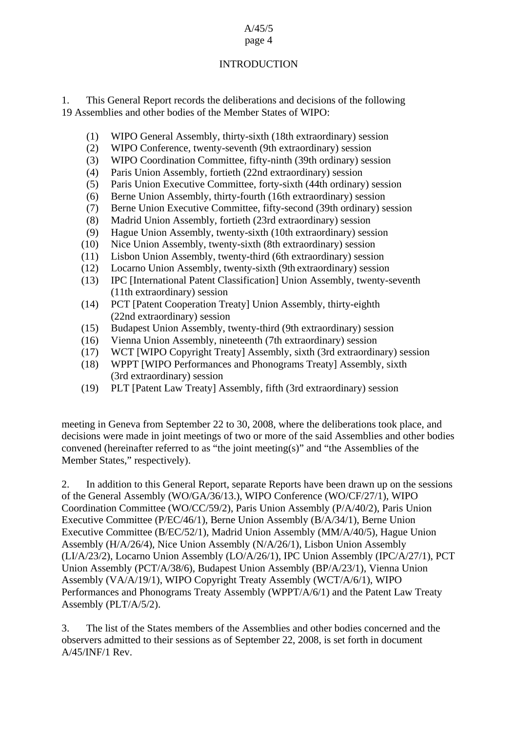# INTRODUCTION

1. This General Report records the deliberations and decisions of the following 19 Assemblies and other bodies of the Member States of WIPO:

(1) WIPO General Assembly, thirty-sixth (18th extraordinary) session
(2) WIPO Conference, twenty-seventh (9th extraordinary) session
(3) WIPO Coordination Committee, fifty-ninth (39th ordinary) session
(4) Paris Union Assembly, fortieth (22nd extraordinary) session
(5) Paris Union Executive Committee, forty-sixth (44th ordinary) session
(6) Berne Union Assembly, thirty-fourth (16th extraordinary) session
(7) Berne Union Executive Committee, fifty-second (39th ordinary) session
(8) Madrid Union Assembly, fortieth (23rd extraordinary) session
(9) Hague Union Assembly, twenty-sixth (10th extraordinary) session
(10) Nice Union Assembly, twenty-sixth (8th extraordinary) session
(11) Lisbon Union Assembly, twenty-third (6th extraordinary) session
(12) Locarno Union Assembly, twenty-sixth (9th extraordinary) session
(13) IPC [International Patent Classification] Union Assembly, twenty-seventh (11th extraordinary) session
(14) PCT [Patent Cooperation Treaty] Union Assembly, thirty-eighth (22nd extraordinary) session
(15) Budapest Union Assembly, twenty-third (9th extraordinary) session
(16) Vienna Union Assembly, nineteenth (7th extraordinary) session
(17) WCT [WIPO Copyright Treaty] Assembly, sixth (3rd extraordinary) session
(18) WPPT [WIPO Performances and Phonograms Treaty] Assembly, sixth (3rd extraordinary) session
(19) PLT [Patent Law Treaty] Assembly, fifth (3rd extraordinary) session

meeting in Geneva from September 22 to 30, 2008, where the deliberations took place, and decisions were made in joint meetings of two or more of the said Assemblies and other bodies convened (hereinafter referred to as "the joint meeting(s)" and "the Assemblies of the Member States," respectively).

2. In addition to this General Report, separate Reports have been drawn up on the sessions of the General Assembly (WO/GA/36/13.), WIPO Conference (WO/CF/27/1), WIPO Coordination Committee (WO/CC/59/2), Paris Union Assembly (P/A/40/2), Paris Union Executive Committee (P/EC/46/1), Berne Union Assembly (B/A/34/1), Berne Union Executive Committee (B/EC/52/1), Madrid Union Assembly (MM/A/40/5), Hague Union Assembly (H/A/26/4), Nice Union Assembly (N/A/26/1), Lisbon Union Assembly (LI/A/23/2), Locarno Union Assembly (LO/A/26/1), IPC Union Assembly (IPC/A/27/1), PCT Union Assembly (PCT/A/38/6), Budapest Union Assembly (BP/A/23/1), Vienna Union Assembly (VA/A/19/1), WIPO Copyright Treaty Assembly (WCT/A/6/1), WIPO Performances and Phonograms Treaty Assembly (WPPT/A/6/1) and the Patent Law Treaty Assembly (PLT/A/5/2).

3. The list of the States members of the Assemblies and other bodies concerned and the observers admitted to their sessions as of September 22, 2008, is set forth in document A/45/INF/1 Rev.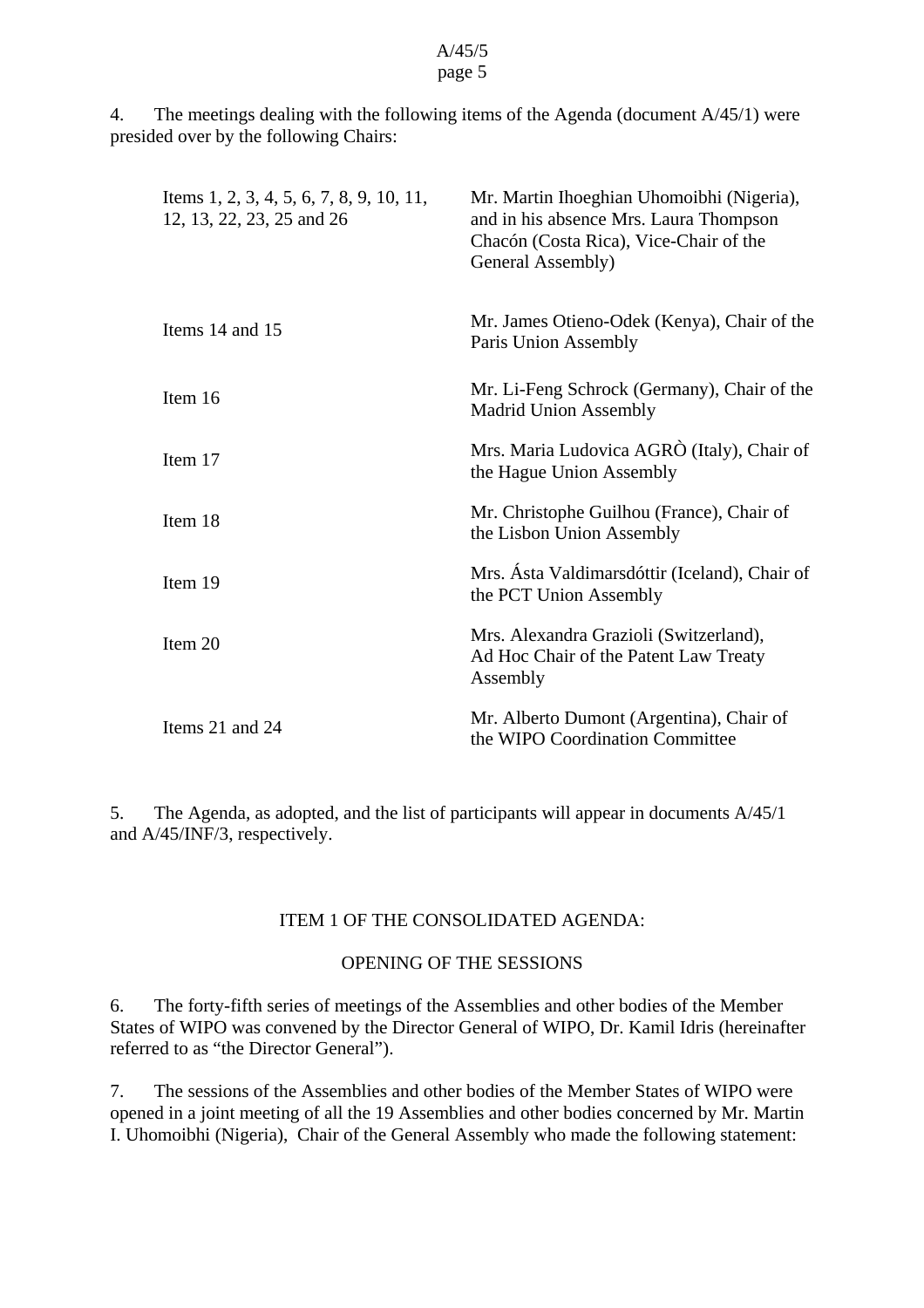4. The meetings dealing with the following items of the Agenda (document A/45/1) were presided over by the following Chairs:

| | |
|---|---|
| Items 1, 2, 3, 4, 5, 6, 7, 8, 9, 10, 11, 12, 13, 22, 23, 25 and 26 | Mr. Martin Ihoeghian Uhomoibhi (Nigeria), and in his absence Mrs. Laura Thompson Chacón (Costa Rica), Vice-Chair of the General Assembly) |
| Items 14 and 15 | Mr. James Otieno-Odek (Kenya), Chair of the Paris Union Assembly |
| Item 16 | Mr. Li-Feng Schrock (Germany), Chair of the Madrid Union Assembly |
| Item 17 | Mrs. Maria Ludovica AGRÒ (Italy), Chair of the Hague Union Assembly |
| Item 18 | Mr. Christophe Guilhou (France), Chair of the Lisbon Union Assembly |
| Item 19 | Mrs. Ásta Valdimarsdóttir (Iceland), Chair of the PCT Union Assembly |
| Item 20 | Mrs. Alexandra Grazioli (Switzerland), Ad Hoc Chair of the Patent Law Treaty Assembly |
| Items 21 and 24 | Mr. Alberto Dumont (Argentina), Chair of the WIPO Coordination Committee |

5. The Agenda, as adopted, and the list of participants will appear in documents A/45/1 and A/45/INF/3, respectively.

## ITEM 1 OF THE CONSOLIDATED AGENDA:

## OPENING OF THE SESSIONS

6. The forty-fifth series of meetings of the Assemblies and other bodies of the Member States of WIPO was convened by the Director General of WIPO, Dr. Kamil Idris (hereinafter referred to as "the Director General").

7. The sessions of the Assemblies and other bodies of the Member States of WIPO were opened in a joint meeting of all the 19 Assemblies and other bodies concerned by Mr. Martin I. Uhomoibhi (Nigeria), Chair of the General Assembly who made the following statement: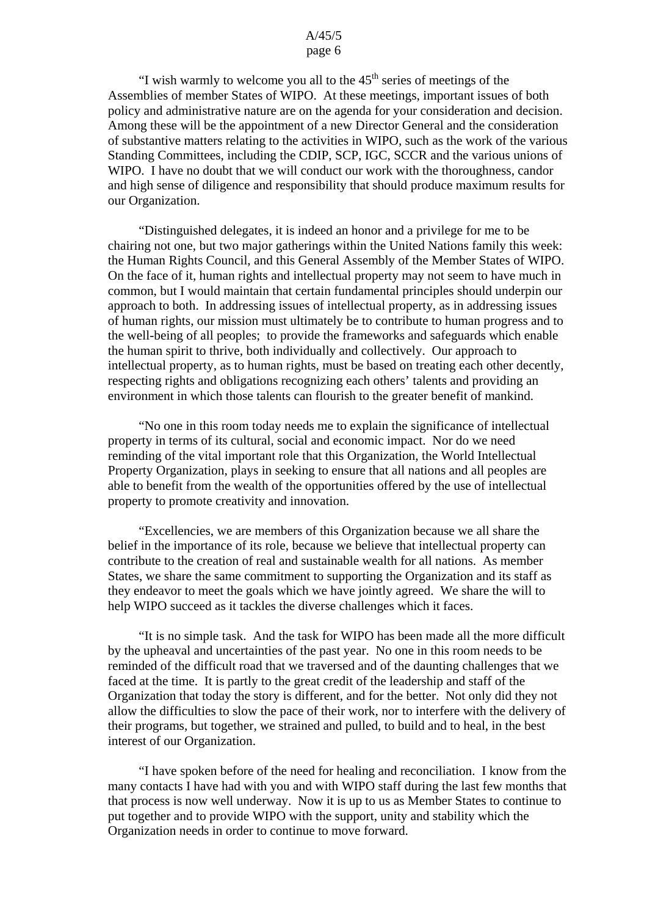"I wish warmly to welcome you all to the 45th series of meetings of the Assemblies of member States of WIPO. At these meetings, important issues of both policy and administrative nature are on the agenda for your consideration and decision. Among these will be the appointment of a new Director General and the consideration of substantive matters relating to the activities in WIPO, such as the work of the various Standing Committees, including the CDIP, SCP, IGC, SCCR and the various unions of WIPO. I have no doubt that we will conduct our work with the thoroughness, candor and high sense of diligence and responsibility that should produce maximum results for our Organization.

"Distinguished delegates, it is indeed an honor and a privilege for me to be chairing not one, but two major gatherings within the United Nations family this week: the Human Rights Council, and this General Assembly of the Member States of WIPO. On the face of it, human rights and intellectual property may not seem to have much in common, but I would maintain that certain fundamental principles should underpin our approach to both. In addressing issues of intellectual property, as in addressing issues of human rights, our mission must ultimately be to contribute to human progress and to the well-being of all peoples; to provide the frameworks and safeguards which enable the human spirit to thrive, both individually and collectively. Our approach to intellectual property, as to human rights, must be based on treating each other decently, respecting rights and obligations recognizing each others' talents and providing an environment in which those talents can flourish to the greater benefit of mankind.

"No one in this room today needs me to explain the significance of intellectual property in terms of its cultural, social and economic impact. Nor do we need reminding of the vital important role that this Organization, the World Intellectual Property Organization, plays in seeking to ensure that all nations and all peoples are able to benefit from the wealth of the opportunities offered by the use of intellectual property to promote creativity and innovation.

"Excellencies, we are members of this Organization because we all share the belief in the importance of its role, because we believe that intellectual property can contribute to the creation of real and sustainable wealth for all nations. As member States, we share the same commitment to supporting the Organization and its staff as they endeavor to meet the goals which we have jointly agreed. We share the will to help WIPO succeed as it tackles the diverse challenges which it faces.

"It is no simple task. And the task for WIPO has been made all the more difficult by the upheaval and uncertainties of the past year. No one in this room needs to be reminded of the difficult road that we traversed and of the daunting challenges that we faced at the time. It is partly to the great credit of the leadership and staff of the Organization that today the story is different, and for the better. Not only did they not allow the difficulties to slow the pace of their work, nor to interfere with the delivery of their programs, but together, we strained and pulled, to build and to heal, in the best interest of our Organization.

"I have spoken before of the need for healing and reconciliation. I know from the many contacts I have had with you and with WIPO staff during the last few months that that process is now well underway. Now it is up to us as Member States to continue to put together and to provide WIPO with the support, unity and stability which the Organization needs in order to continue to move forward.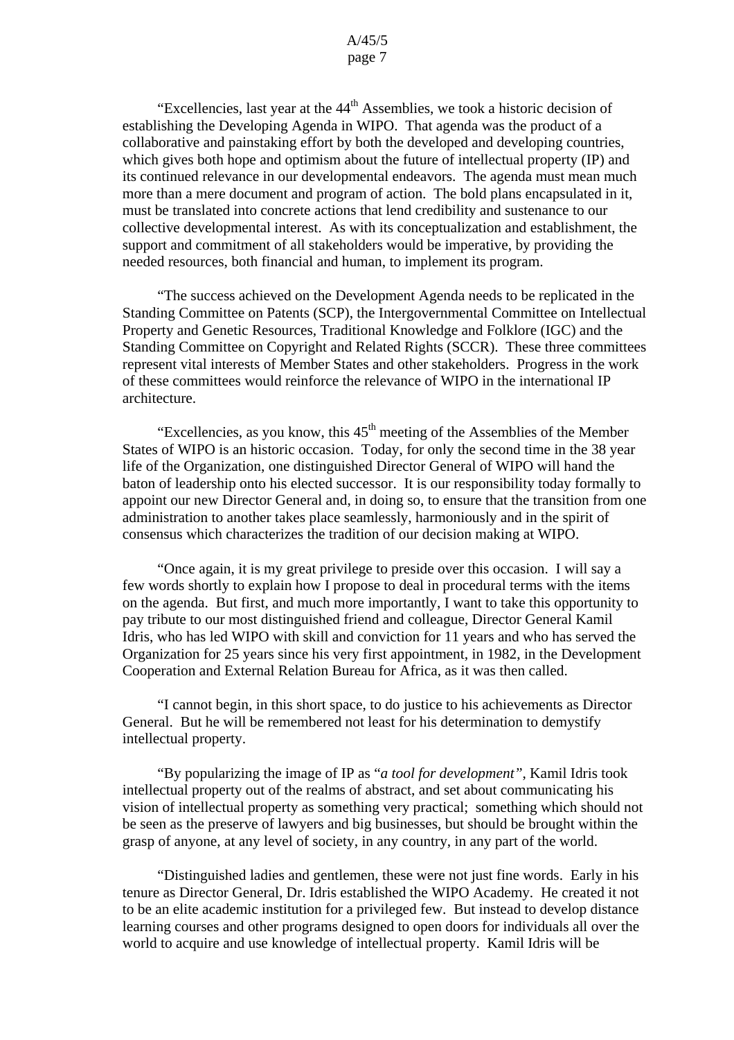"Excellencies, last year at the 44th Assemblies, we took a historic decision of establishing the Developing Agenda in WIPO. That agenda was the product of a collaborative and painstaking effort by both the developed and developing countries, which gives both hope and optimism about the future of intellectual property (IP) and its continued relevance in our developmental endeavors. The agenda must mean much more than a mere document and program of action. The bold plans encapsulated in it, must be translated into concrete actions that lend credibility and sustenance to our collective developmental interest. As with its conceptualization and establishment, the support and commitment of all stakeholders would be imperative, by providing the needed resources, both financial and human, to implement its program.

"The success achieved on the Development Agenda needs to be replicated in the Standing Committee on Patents (SCP), the Intergovernmental Committee on Intellectual Property and Genetic Resources, Traditional Knowledge and Folklore (IGC) and the Standing Committee on Copyright and Related Rights (SCCR). These three committees represent vital interests of Member States and other stakeholders. Progress in the work of these committees would reinforce the relevance of WIPO in the international IP architecture.

"Excellencies, as you know, this 45th meeting of the Assemblies of the Member States of WIPO is an historic occasion. Today, for only the second time in the 38 year life of the Organization, one distinguished Director General of WIPO will hand the baton of leadership onto his elected successor. It is our responsibility today formally to appoint our new Director General and, in doing so, to ensure that the transition from one administration to another takes place seamlessly, harmoniously and in the spirit of consensus which characterizes the tradition of our decision making at WIPO.

"Once again, it is my great privilege to preside over this occasion. I will say a few words shortly to explain how I propose to deal in procedural terms with the items on the agenda. But first, and much more importantly, I want to take this opportunity to pay tribute to our most distinguished friend and colleague, Director General Kamil Idris, who has led WIPO with skill and conviction for 11 years and who has served the Organization for 25 years since his very first appointment, in 1982, in the Development Cooperation and External Relation Bureau for Africa, as it was then called.

"I cannot begin, in this short space, to do justice to his achievements as Director General. But he will be remembered not least for his determination to demystify intellectual property.

"By popularizing the image of IP as "*a tool for development"*, Kamil Idris took intellectual property out of the realms of abstract, and set about communicating his vision of intellectual property as something very practical; something which should not be seen as the preserve of lawyers and big businesses, but should be brought within the grasp of anyone, at any level of society, in any country, in any part of the world.

"Distinguished ladies and gentlemen, these were not just fine words. Early in his tenure as Director General, Dr. Idris established the WIPO Academy. He created it not to be an elite academic institution for a privileged few. But instead to develop distance learning courses and other programs designed to open doors for individuals all over the world to acquire and use knowledge of intellectual property. Kamil Idris will be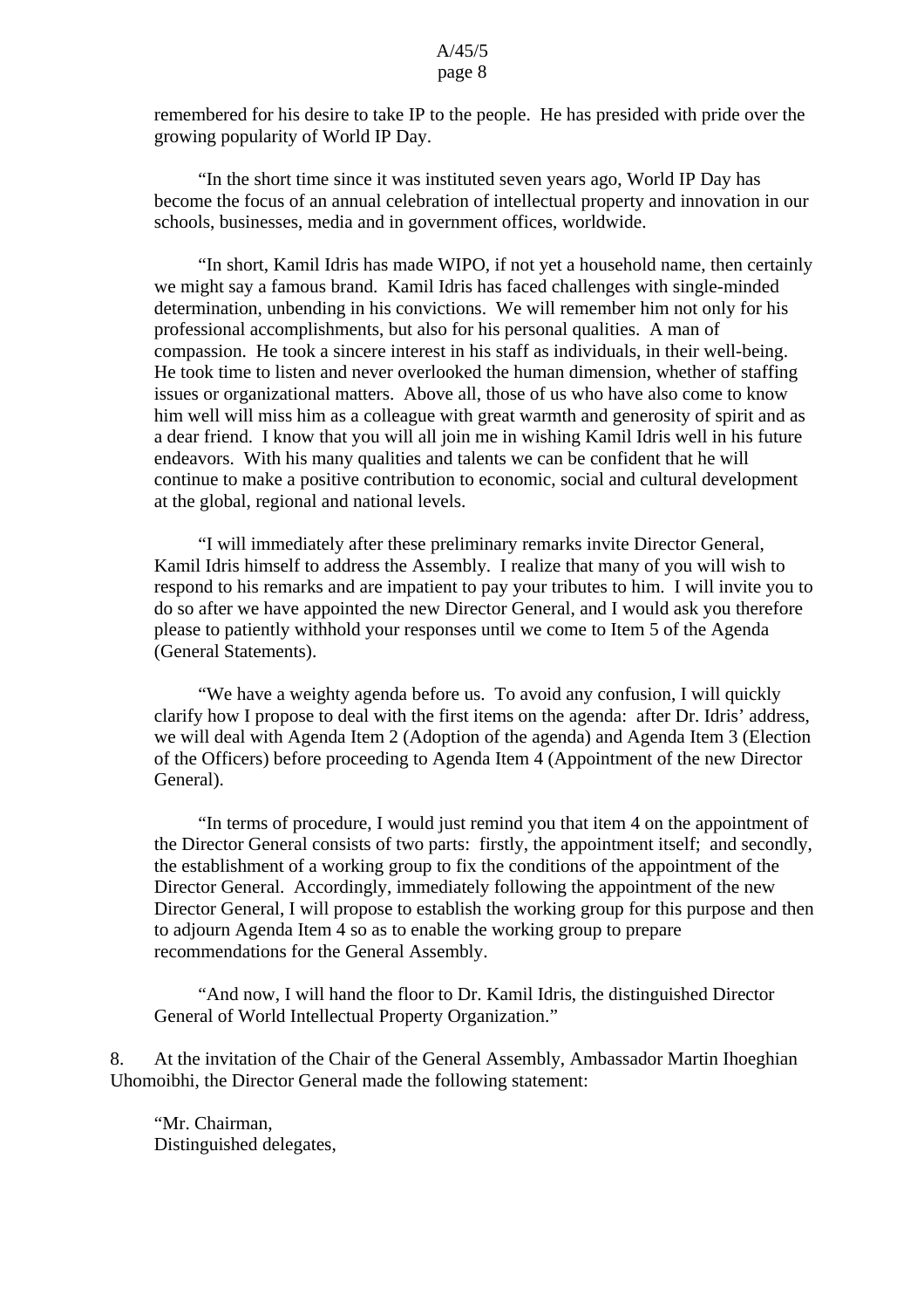remembered for his desire to take IP to the people. He has presided with pride over the growing popularity of World IP Day.

"In the short time since it was instituted seven years ago, World IP Day has become the focus of an annual celebration of intellectual property and innovation in our schools, businesses, media and in government offices, worldwide.

"In short, Kamil Idris has made WIPO, if not yet a household name, then certainly we might say a famous brand. Kamil Idris has faced challenges with single-minded determination, unbending in his convictions. We will remember him not only for his professional accomplishments, but also for his personal qualities. A man of compassion. He took a sincere interest in his staff as individuals, in their well-being. He took time to listen and never overlooked the human dimension, whether of staffing issues or organizational matters. Above all, those of us who have also come to know him well will miss him as a colleague with great warmth and generosity of spirit and as a dear friend. I know that you will all join me in wishing Kamil Idris well in his future endeavors. With his many qualities and talents we can be confident that he will continue to make a positive contribution to economic, social and cultural development at the global, regional and national levels.

"I will immediately after these preliminary remarks invite Director General, Kamil Idris himself to address the Assembly. I realize that many of you will wish to respond to his remarks and are impatient to pay your tributes to him. I will invite you to do so after we have appointed the new Director General, and I would ask you therefore please to patiently withhold your responses until we come to Item 5 of the Agenda (General Statements).

"We have a weighty agenda before us. To avoid any confusion, I will quickly clarify how I propose to deal with the first items on the agenda: after Dr. Idris' address, we will deal with Agenda Item 2 (Adoption of the agenda) and Agenda Item 3 (Election of the Officers) before proceeding to Agenda Item 4 (Appointment of the new Director General).

"In terms of procedure, I would just remind you that item 4 on the appointment of the Director General consists of two parts: firstly, the appointment itself; and secondly, the establishment of a working group to fix the conditions of the appointment of the Director General. Accordingly, immediately following the appointment of the new Director General, I will propose to establish the working group for this purpose and then to adjourn Agenda Item 4 so as to enable the working group to prepare recommendations for the General Assembly.

"And now, I will hand the floor to Dr. Kamil Idris, the distinguished Director General of World Intellectual Property Organization."

8. At the invitation of the Chair of the General Assembly, Ambassador Martin Ihoeghian Uhomoibhi, the Director General made the following statement:

"Mr. Chairman,
Distinguished delegates,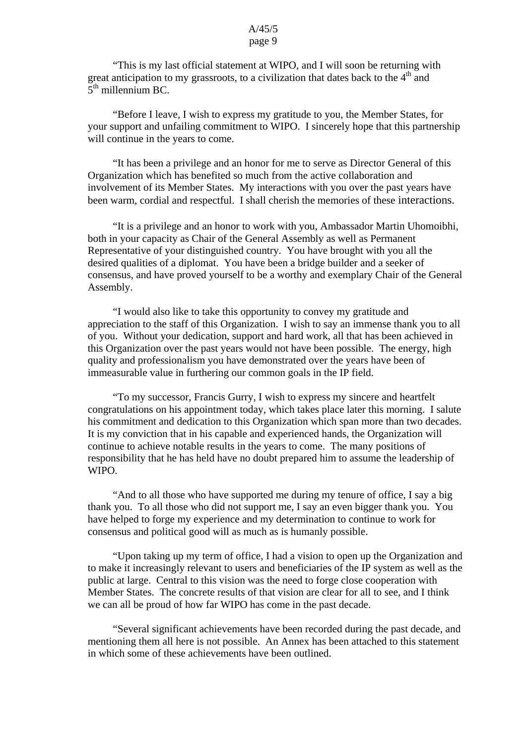"This is my last official statement at WIPO, and I will soon be returning with great anticipation to my grassroots, to a civilization that dates back to the $4^{th}$ and $5^{th}$ millennium BC.

"Before I leave, I wish to express my gratitude to you, the Member States, for your support and unfailing commitment to WIPO. I sincerely hope that this partnership will continue in the years to come.

"It has been a privilege and an honor for me to serve as Director General of this Organization which has benefited so much from the active collaboration and involvement of its Member States. My interactions with you over the past years have been warm, cordial and respectful. I shall cherish the memories of these interactions.

"It is a privilege and an honor to work with you, Ambassador Martin Uhomoibhi, both in your capacity as Chair of the General Assembly as well as Permanent Representative of your distinguished country. You have brought with you all the desired qualities of a diplomat. You have been a bridge builder and a seeker of consensus, and have proved yourself to be a worthy and exemplary Chair of the General Assembly.

"I would also like to take this opportunity to convey my gratitude and appreciation to the staff of this Organization. I wish to say an immense thank you to all of you. Without your dedication, support and hard work, all that has been achieved in this Organization over the past years would not have been possible. The energy, high quality and professionalism you have demonstrated over the years have been of immeasurable value in furthering our common goals in the IP field.

"To my successor, Francis Gurry, I wish to express my sincere and heartfelt congratulations on his appointment today, which takes place later this morning. I salute his commitment and dedication to this Organization which span more than two decades. It is my conviction that in his capable and experienced hands, the Organization will continue to achieve notable results in the years to come. The many positions of responsibility that he has held have no doubt prepared him to assume the leadership of WIPO.

"And to all those who have supported me during my tenure of office, I say a big thank you. To all those who did not support me, I say an even bigger thank you. You have helped to forge my experience and my determination to continue to work for consensus and political good will as much as is humanly possible.

"Upon taking up my term of office, I had a vision to open up the Organization and to make it increasingly relevant to users and beneficiaries of the IP system as well as the public at large. Central to this vision was the need to forge close cooperation with Member States. The concrete results of that vision are clear for all to see, and I think we can all be proud of how far WIPO has come in the past decade.

"Several significant achievements have been recorded during the past decade, and mentioning them all here is not possible. An Annex has been attached to this statement in which some of these achievements have been outlined.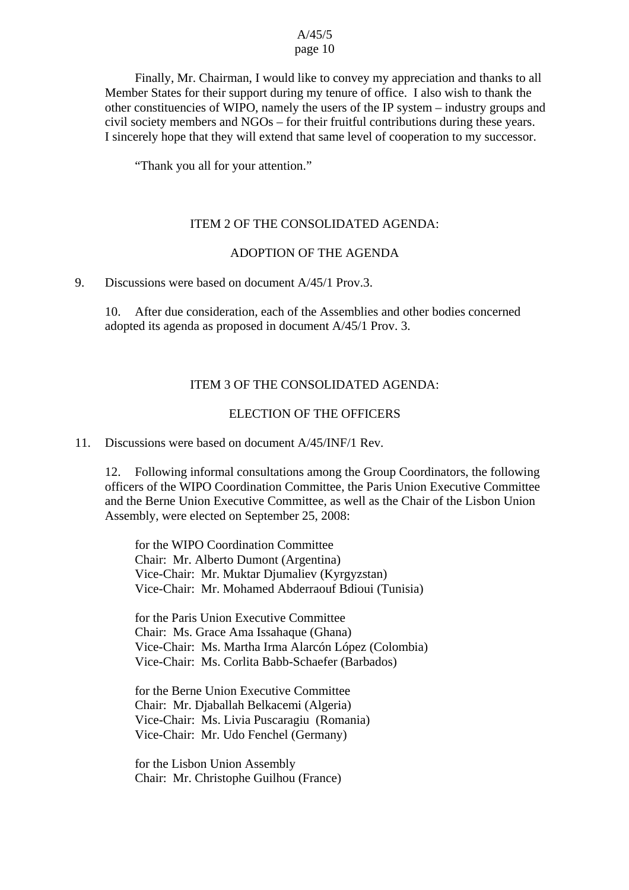Finally, Mr. Chairman, I would like to convey my appreciation and thanks to all Member States for their support during my tenure of office. I also wish to thank the other constituencies of WIPO, namely the users of the IP system – industry groups and civil society members and NGOs – for their fruitful contributions during these years. I sincerely hope that they will extend that same level of cooperation to my successor.

"Thank you all for your attention."

## ITEM 2 OF THE CONSOLIDATED AGENDA:

## ADOPTION OF THE AGENDA

9. Discussions were based on document A/45/1 Prov.3.

10. After due consideration, each of the Assemblies and other bodies concerned adopted its agenda as proposed in document A/45/1 Prov. 3.

## ITEM 3 OF THE CONSOLIDATED AGENDA:

## ELECTION OF THE OFFICERS

11. Discussions were based on document A/45/INF/1 Rev.

12. Following informal consultations among the Group Coordinators, the following officers of the WIPO Coordination Committee, the Paris Union Executive Committee and the Berne Union Executive Committee, as well as the Chair of the Lisbon Union Assembly, were elected on September 25, 2008:

for the WIPO Coordination Committee
Chair: Mr. Alberto Dumont (Argentina)
Vice-Chair: Mr. Muktar Djumaliev (Kyrgyzstan)
Vice-Chair: Mr. Mohamed Abderraouf Bdioui (Tunisia)

for the Paris Union Executive Committee
Chair: Ms. Grace Ama Issahaque (Ghana)
Vice-Chair: Ms. Martha Irma Alarcón López (Colombia)
Vice-Chair: Ms. Corlita Babb-Schaefer (Barbados)

for the Berne Union Executive Committee
Chair: Mr. Djaballah Belkacemi (Algeria)
Vice-Chair: Ms. Livia Puscaragiu (Romania)
Vice-Chair: Mr. Udo Fenchel (Germany)

for the Lisbon Union Assembly
Chair: Mr. Christophe Guilhou (France)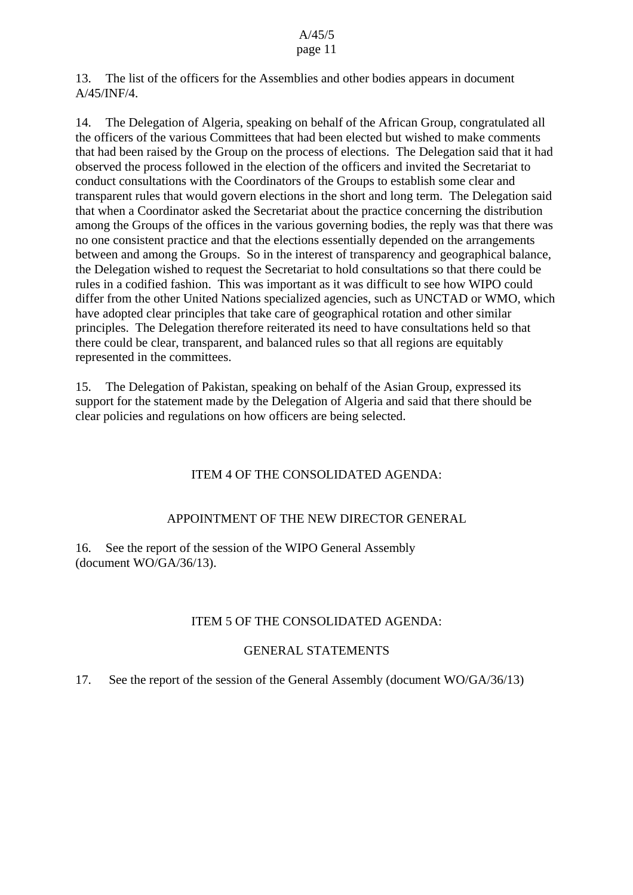13. The list of the officers for the Assemblies and other bodies appears in document A/45/INF/4.

14. The Delegation of Algeria, speaking on behalf of the African Group, congratulated all the officers of the various Committees that had been elected but wished to make comments that had been raised by the Group on the process of elections. The Delegation said that it had observed the process followed in the election of the officers and invited the Secretariat to conduct consultations with the Coordinators of the Groups to establish some clear and transparent rules that would govern elections in the short and long term. The Delegation said that when a Coordinator asked the Secretariat about the practice concerning the distribution among the Groups of the offices in the various governing bodies, the reply was that there was no one consistent practice and that the elections essentially depended on the arrangements between and among the Groups. So in the interest of transparency and geographical balance, the Delegation wished to request the Secretariat to hold consultations so that there could be rules in a codified fashion. This was important as it was difficult to see how WIPO could differ from the other United Nations specialized agencies, such as UNCTAD or WMO, which have adopted clear principles that take care of geographical rotation and other similar principles. The Delegation therefore reiterated its need to have consultations held so that there could be clear, transparent, and balanced rules so that all regions are equitably represented in the committees.

15. The Delegation of Pakistan, speaking on behalf of the Asian Group, expressed its support for the statement made by the Delegation of Algeria and said that there should be clear policies and regulations on how officers are being selected.

## ITEM 4 OF THE CONSOLIDATED AGENDA:

## APPOINTMENT OF THE NEW DIRECTOR GENERAL

16. See the report of the session of the WIPO General Assembly (document WO/GA/36/13).

## ITEM 5 OF THE CONSOLIDATED AGENDA:

## GENERAL STATEMENTS

17. See the report of the session of the General Assembly (document WO/GA/36/13)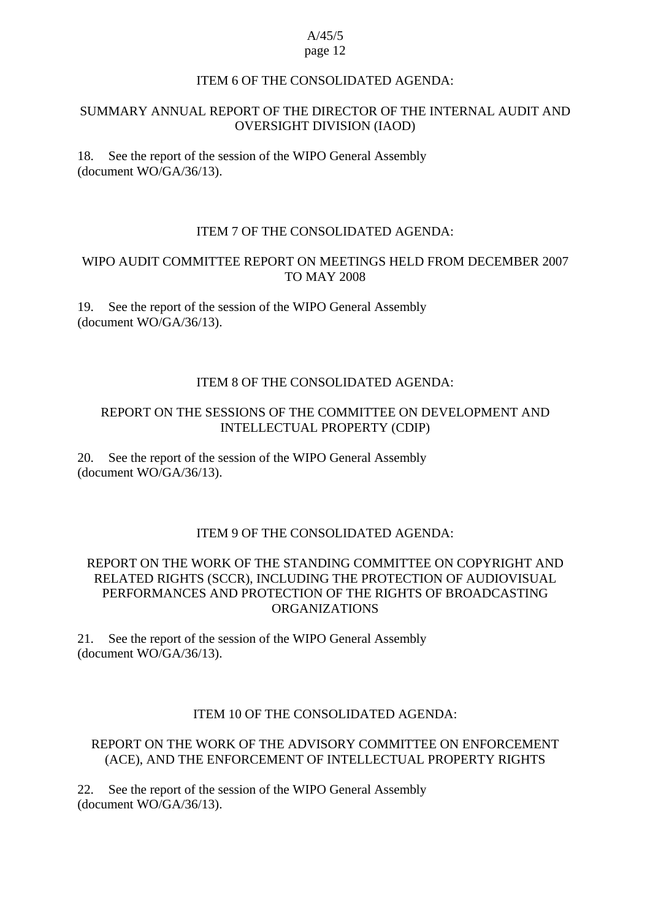## ITEM 6 OF THE CONSOLIDATED AGENDA:

## SUMMARY ANNUAL REPORT OF THE DIRECTOR OF THE INTERNAL AUDIT AND OVERSIGHT DIVISION (IAOD)

18. See the report of the session of the WIPO General Assembly (document WO/GA/36/13).

## ITEM 7 OF THE CONSOLIDATED AGENDA:

## WIPO AUDIT COMMITTEE REPORT ON MEETINGS HELD FROM DECEMBER 2007 TO MAY 2008

19. See the report of the session of the WIPO General Assembly (document WO/GA/36/13).

## ITEM 8 OF THE CONSOLIDATED AGENDA:

## REPORT ON THE SESSIONS OF THE COMMITTEE ON DEVELOPMENT AND INTELLECTUAL PROPERTY (CDIP)

20. See the report of the session of the WIPO General Assembly (document WO/GA/36/13).

## ITEM 9 OF THE CONSOLIDATED AGENDA:

## REPORT ON THE WORK OF THE STANDING COMMITTEE ON COPYRIGHT AND RELATED RIGHTS (SCCR), INCLUDING THE PROTECTION OF AUDIOVISUAL PERFORMANCES AND PROTECTION OF THE RIGHTS OF BROADCASTING ORGANIZATIONS

21. See the report of the session of the WIPO General Assembly (document WO/GA/36/13).

## ITEM 10 OF THE CONSOLIDATED AGENDA:

## REPORT ON THE WORK OF THE ADVISORY COMMITTEE ON ENFORCEMENT (ACE), AND THE ENFORCEMENT OF INTELLECTUAL PROPERTY RIGHTS

22. See the report of the session of the WIPO General Assembly (document WO/GA/36/13).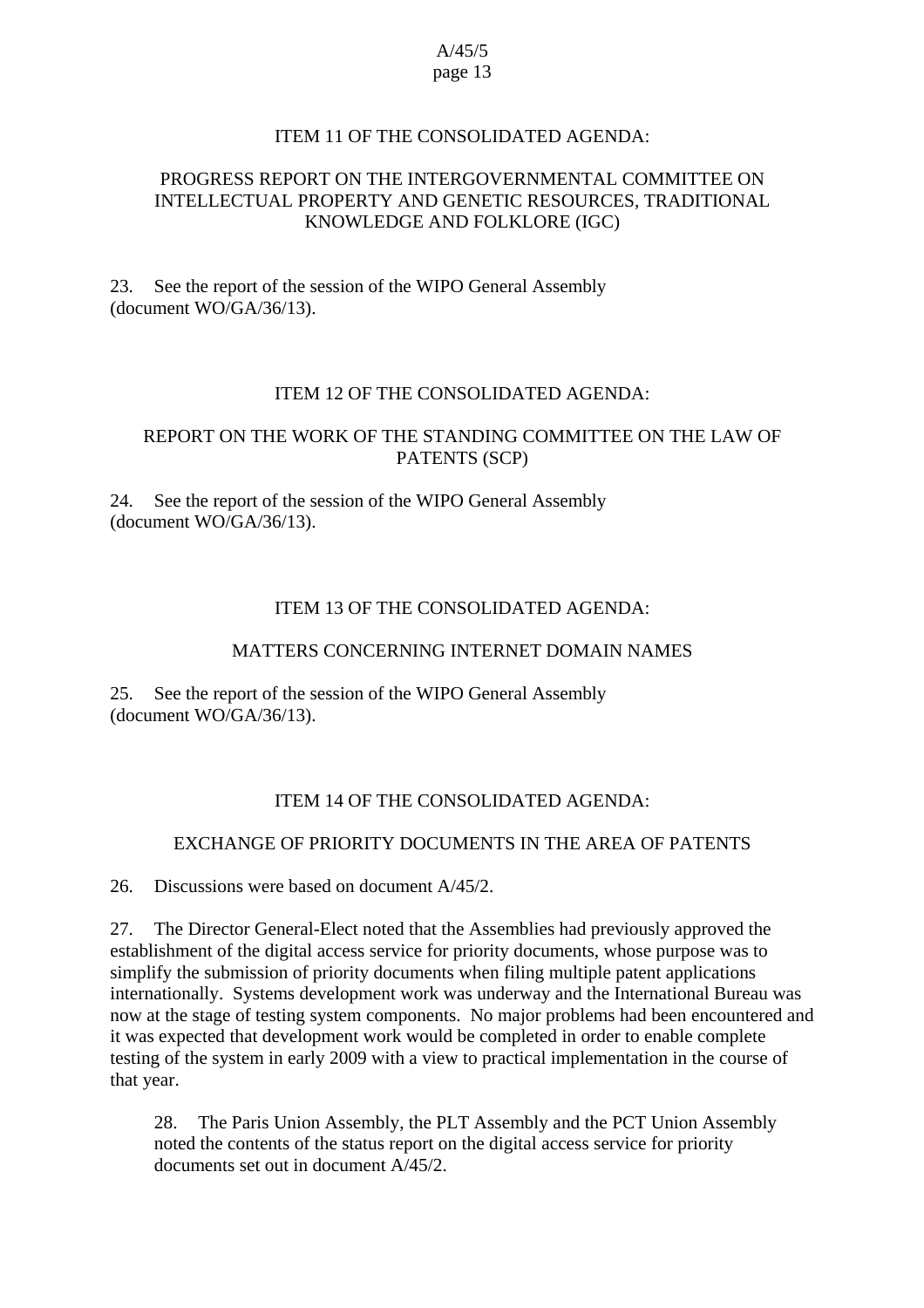## ITEM 11 OF THE CONSOLIDATED AGENDA:

## PROGRESS REPORT ON THE INTERGOVERNMENTAL COMMITTEE ON INTELLECTUAL PROPERTY AND GENETIC RESOURCES, TRADITIONAL KNOWLEDGE AND FOLKLORE (IGC)

23. See the report of the session of the WIPO General Assembly (document WO/GA/36/13).

## ITEM 12 OF THE CONSOLIDATED AGENDA:

## REPORT ON THE WORK OF THE STANDING COMMITTEE ON THE LAW OF PATENTS (SCP)

24. See the report of the session of the WIPO General Assembly (document WO/GA/36/13).

## ITEM 13 OF THE CONSOLIDATED AGENDA:

## MATTERS CONCERNING INTERNET DOMAIN NAMES

25. See the report of the session of the WIPO General Assembly (document WO/GA/36/13).

## ITEM 14 OF THE CONSOLIDATED AGENDA:

## EXCHANGE OF PRIORITY DOCUMENTS IN THE AREA OF PATENTS

26. Discussions were based on document A/45/2.

27. The Director General-Elect noted that the Assemblies had previously approved the establishment of the digital access service for priority documents, whose purpose was to simplify the submission of priority documents when filing multiple patent applications internationally. Systems development work was underway and the International Bureau was now at the stage of testing system components. No major problems had been encountered and it was expected that development work would be completed in order to enable complete testing of the system in early 2009 with a view to practical implementation in the course of that year.

> 28. The Paris Union Assembly, the PLT Assembly and the PCT Union Assembly noted the contents of the status report on the digital access service for priority documents set out in document A/45/2.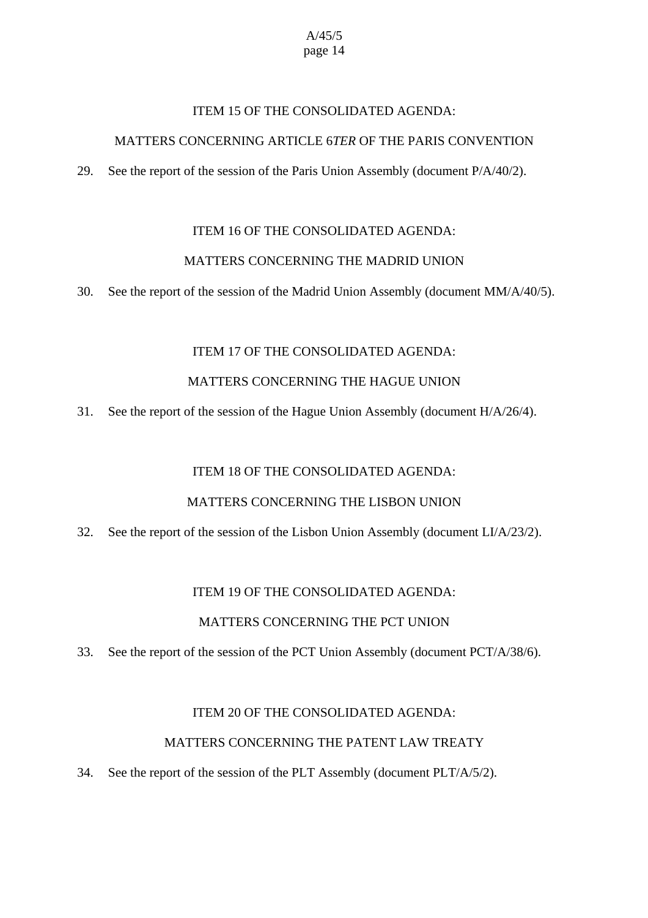## ITEM 15 OF THE CONSOLIDATED AGENDA:

## MATTERS CONCERNING ARTICLE 6*TER* OF THE PARIS CONVENTION

29. See the report of the session of the Paris Union Assembly (document P/A/40/2).

## ITEM 16 OF THE CONSOLIDATED AGENDA:

## MATTERS CONCERNING THE MADRID UNION

30. See the report of the session of the Madrid Union Assembly (document MM/A/40/5).

## ITEM 17 OF THE CONSOLIDATED AGENDA:

## MATTERS CONCERNING THE HAGUE UNION

31. See the report of the session of the Hague Union Assembly (document H/A/26/4).

## ITEM 18 OF THE CONSOLIDATED AGENDA:

## MATTERS CONCERNING THE LISBON UNION

32. See the report of the session of the Lisbon Union Assembly (document LI/A/23/2).

## ITEM 19 OF THE CONSOLIDATED AGENDA:

## MATTERS CONCERNING THE PCT UNION

33. See the report of the session of the PCT Union Assembly (document PCT/A/38/6).

## ITEM 20 OF THE CONSOLIDATED AGENDA:

## MATTERS CONCERNING THE PATENT LAW TREATY

34. See the report of the session of the PLT Assembly (document PLT/A/5/2).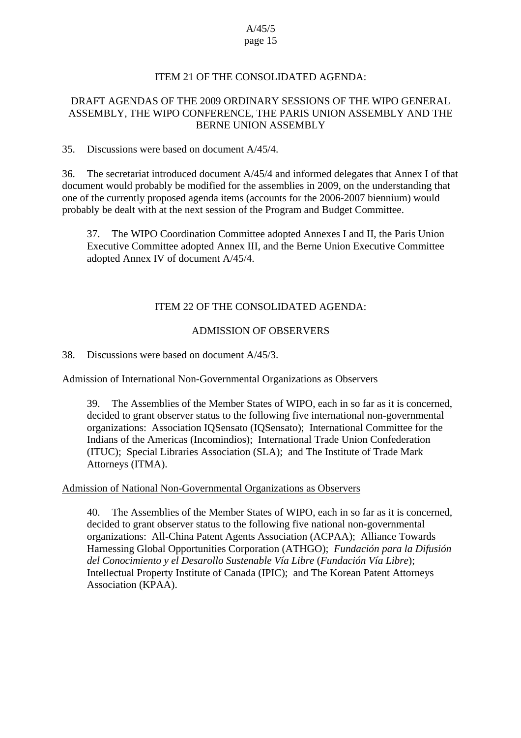## ITEM 21 OF THE CONSOLIDATED AGENDA:

## DRAFT AGENDAS OF THE 2009 ORDINARY SESSIONS OF THE WIPO GENERAL ASSEMBLY, THE WIPO CONFERENCE, THE PARIS UNION ASSEMBLY AND THE BERNE UNION ASSEMBLY

35. Discussions were based on document A/45/4.

36. The secretariat introduced document A/45/4 and informed delegates that Annex I of that document would probably be modified for the assemblies in 2009, on the understanding that one of the currently proposed agenda items (accounts for the 2006-2007 biennium) would probably be dealt with at the next session of the Program and Budget Committee.

> 37. The WIPO Coordination Committee adopted Annexes I and II, the Paris Union Executive Committee adopted Annex III, and the Berne Union Executive Committee adopted Annex IV of document A/45/4.

## ITEM 22 OF THE CONSOLIDATED AGENDA:

## ADMISSION OF OBSERVERS

38. Discussions were based on document A/45/3.

Admission of International Non-Governmental Organizations as Observers

> 39. The Assemblies of the Member States of WIPO, each in so far as it is concerned, decided to grant observer status to the following five international non-governmental organizations: Association IQSensato (IQSensato); International Committee for the Indians of the Americas (Incomindios); International Trade Union Confederation (ITUC); Special Libraries Association (SLA); and The Institute of Trade Mark Attorneys (ITMA).

Admission of National Non-Governmental Organizations as Observers

> 40. The Assemblies of the Member States of WIPO, each in so far as it is concerned, decided to grant observer status to the following five national non-governmental organizations: All-China Patent Agents Association (ACPAA); Alliance Towards Harnessing Global Opportunities Corporation (ATHGO); *Fundación para la Difusión del Conocimiento y el Desarollo Sustenable Vía Libre* (*Fundación Vía Libre*); Intellectual Property Institute of Canada (IPIC); and The Korean Patent Attorneys Association (KPAA).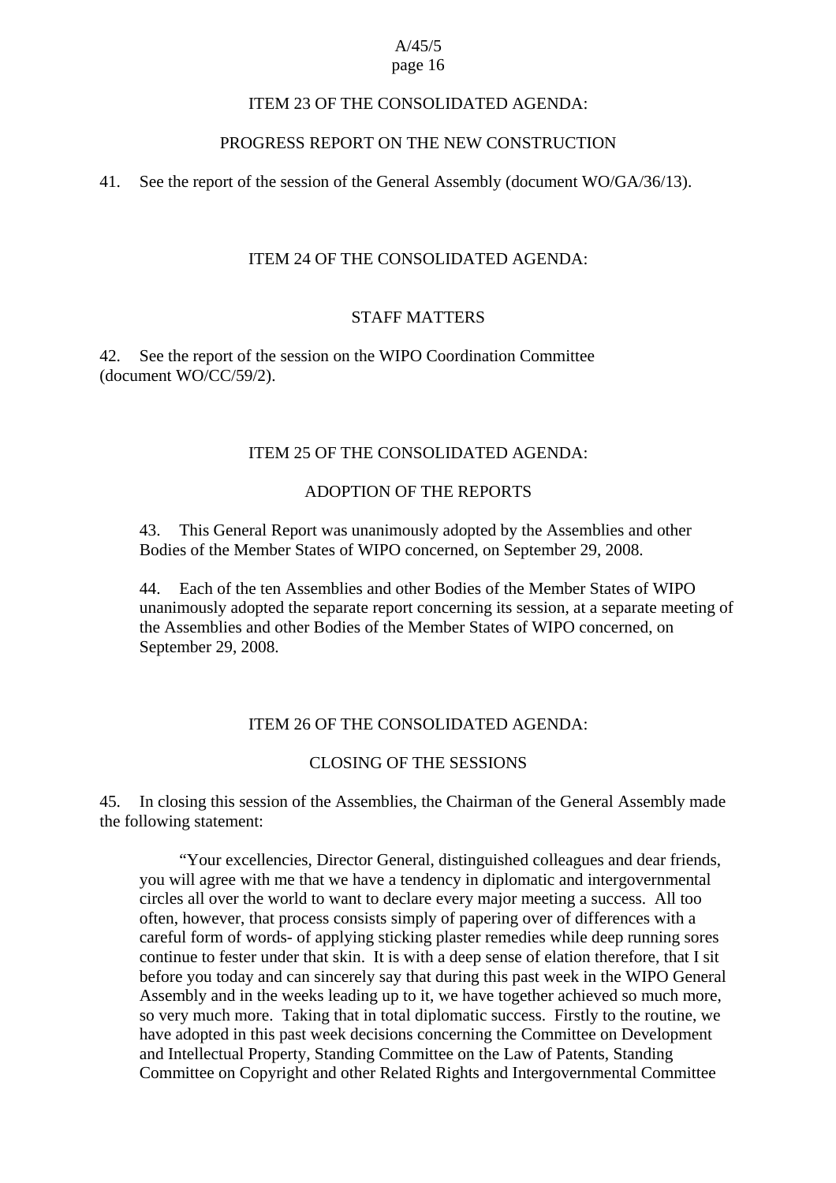ITEM 23 OF THE CONSOLIDATED AGENDA:

PROGRESS REPORT ON THE NEW CONSTRUCTION

41. See the report of the session of the General Assembly (document WO/GA/36/13).

ITEM 24 OF THE CONSOLIDATED AGENDA:

STAFF MATTERS

42. See the report of the session on the WIPO Coordination Committee (document WO/CC/59/2).

ITEM 25 OF THE CONSOLIDATED AGENDA:

ADOPTION OF THE REPORTS

> 43. This General Report was unanimously adopted by the Assemblies and other Bodies of the Member States of WIPO concerned, on September 29, 2008.
>
> 44. Each of the ten Assemblies and other Bodies of the Member States of WIPO unanimously adopted the separate report concerning its session, at a separate meeting of the Assemblies and other Bodies of the Member States of WIPO concerned, on September 29, 2008.

ITEM 26 OF THE CONSOLIDATED AGENDA:

CLOSING OF THE SESSIONS

45. In closing this session of the Assemblies, the Chairman of the General Assembly made the following statement:

> "Your excellencies, Director General, distinguished colleagues and dear friends, you will agree with me that we have a tendency in diplomatic and intergovernmental circles all over the world to want to declare every major meeting a success. All too often, however, that process consists simply of papering over of differences with a careful form of words- of applying sticking plaster remedies while deep running sores continue to fester under that skin. It is with a deep sense of elation therefore, that I sit before you today and can sincerely say that during this past week in the WIPO General Assembly and in the weeks leading up to it, we have together achieved so much more, so very much more. Taking that in total diplomatic success. Firstly to the routine, we have adopted in this past week decisions concerning the Committee on Development and Intellectual Property, Standing Committee on the Law of Patents, Standing Committee on Copyright and other Related Rights and Intergovernmental Committee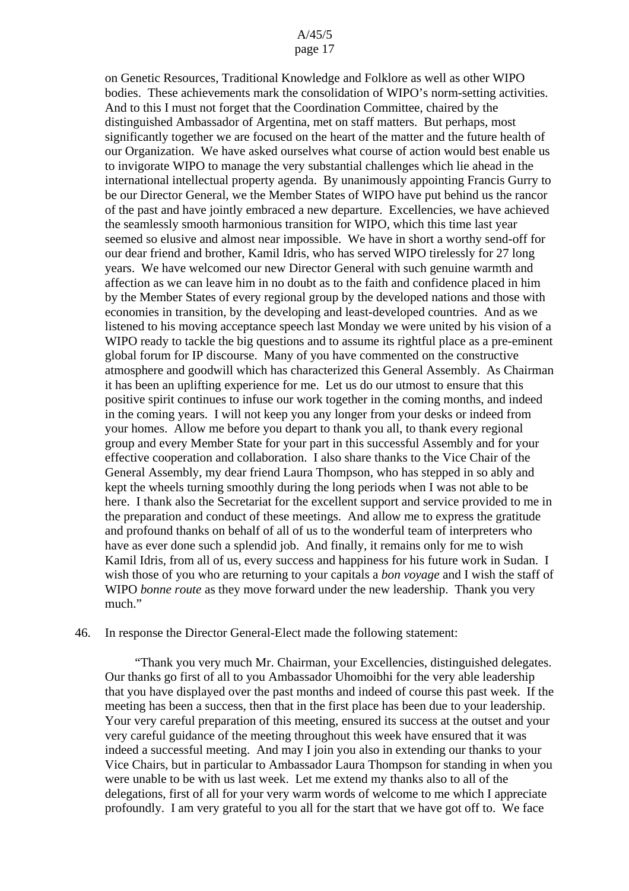on Genetic Resources, Traditional Knowledge and Folklore as well as other WIPO bodies. These achievements mark the consolidation of WIPO's norm-setting activities. And to this I must not forget that the Coordination Committee, chaired by the distinguished Ambassador of Argentina, met on staff matters. But perhaps, most significantly together we are focused on the heart of the matter and the future health of our Organization. We have asked ourselves what course of action would best enable us to invigorate WIPO to manage the very substantial challenges which lie ahead in the international intellectual property agenda. By unanimously appointing Francis Gurry to be our Director General, we the Member States of WIPO have put behind us the rancor of the past and have jointly embraced a new departure. Excellencies, we have achieved the seamlessly smooth harmonious transition for WIPO, which this time last year seemed so elusive and almost near impossible. We have in short a worthy send-off for our dear friend and brother, Kamil Idris, who has served WIPO tirelessly for 27 long years. We have welcomed our new Director General with such genuine warmth and affection as we can leave him in no doubt as to the faith and confidence placed in him by the Member States of every regional group by the developed nations and those with economies in transition, by the developing and least-developed countries. And as we listened to his moving acceptance speech last Monday we were united by his vision of a WIPO ready to tackle the big questions and to assume its rightful place as a pre-eminent global forum for IP discourse. Many of you have commented on the constructive atmosphere and goodwill which has characterized this General Assembly. As Chairman it has been an uplifting experience for me. Let us do our utmost to ensure that this positive spirit continues to infuse our work together in the coming months, and indeed in the coming years. I will not keep you any longer from your desks or indeed from your homes. Allow me before you depart to thank you all, to thank every regional group and every Member State for your part in this successful Assembly and for your effective cooperation and collaboration. I also share thanks to the Vice Chair of the General Assembly, my dear friend Laura Thompson, who has stepped in so ably and kept the wheels turning smoothly during the long periods when I was not able to be here. I thank also the Secretariat for the excellent support and service provided to me in the preparation and conduct of these meetings. And allow me to express the gratitude and profound thanks on behalf of all of us to the wonderful team of interpreters who have as ever done such a splendid job. And finally, it remains only for me to wish Kamil Idris, from all of us, every success and happiness for his future work in Sudan. I wish those of you who are returning to your capitals a *bon voyage* and I wish the staff of WIPO *bonne route* as they move forward under the new leadership. Thank you very much."

46. In response the Director General-Elect made the following statement:

"Thank you very much Mr. Chairman, your Excellencies, distinguished delegates. Our thanks go first of all to you Ambassador Uhomoibhi for the very able leadership that you have displayed over the past months and indeed of course this past week. If the meeting has been a success, then that in the first place has been due to your leadership. Your very careful preparation of this meeting, ensured its success at the outset and your very careful guidance of the meeting throughout this week have ensured that it was indeed a successful meeting. And may I join you also in extending our thanks to your Vice Chairs, but in particular to Ambassador Laura Thompson for standing in when you were unable to be with us last week. Let me extend my thanks also to all of the delegations, first of all for your very warm words of welcome to me which I appreciate profoundly. I am very grateful to you all for the start that we have got off to. We face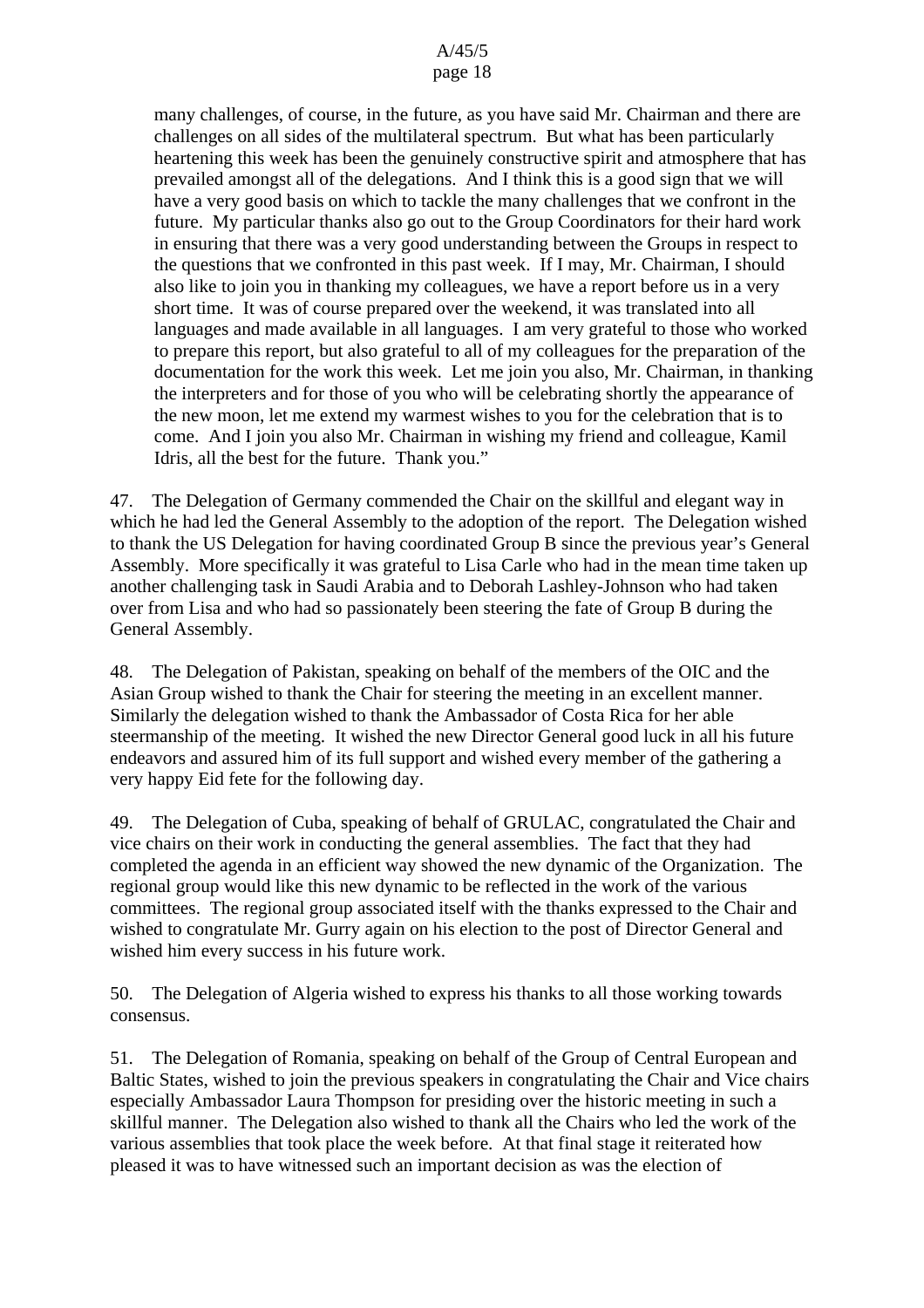many challenges, of course, in the future, as you have said Mr. Chairman and there are challenges on all sides of the multilateral spectrum. But what has been particularly heartening this week has been the genuinely constructive spirit and atmosphere that has prevailed amongst all of the delegations. And I think this is a good sign that we will have a very good basis on which to tackle the many challenges that we confront in the future. My particular thanks also go out to the Group Coordinators for their hard work in ensuring that there was a very good understanding between the Groups in respect to the questions that we confronted in this past week. If I may, Mr. Chairman, I should also like to join you in thanking my colleagues, we have a report before us in a very short time. It was of course prepared over the weekend, it was translated into all languages and made available in all languages. I am very grateful to those who worked to prepare this report, but also grateful to all of my colleagues for the preparation of the documentation for the work this week. Let me join you also, Mr. Chairman, in thanking the interpreters and for those of you who will be celebrating shortly the appearance of the new moon, let me extend my warmest wishes to you for the celebration that is to come. And I join you also Mr. Chairman in wishing my friend and colleague, Kamil Idris, all the best for the future. Thank you."

47. The Delegation of Germany commended the Chair on the skillful and elegant way in which he had led the General Assembly to the adoption of the report. The Delegation wished to thank the US Delegation for having coordinated Group B since the previous year's General Assembly. More specifically it was grateful to Lisa Carle who had in the mean time taken up another challenging task in Saudi Arabia and to Deborah Lashley-Johnson who had taken over from Lisa and who had so passionately been steering the fate of Group B during the General Assembly.

48. The Delegation of Pakistan, speaking on behalf of the members of the OIC and the Asian Group wished to thank the Chair for steering the meeting in an excellent manner. Similarly the delegation wished to thank the Ambassador of Costa Rica for her able steermanship of the meeting. It wished the new Director General good luck in all his future endeavors and assured him of its full support and wished every member of the gathering a very happy Eid fete for the following day.

49. The Delegation of Cuba, speaking of behalf of GRULAC, congratulated the Chair and vice chairs on their work in conducting the general assemblies. The fact that they had completed the agenda in an efficient way showed the new dynamic of the Organization. The regional group would like this new dynamic to be reflected in the work of the various committees. The regional group associated itself with the thanks expressed to the Chair and wished to congratulate Mr. Gurry again on his election to the post of Director General and wished him every success in his future work.

50. The Delegation of Algeria wished to express his thanks to all those working towards consensus.

51. The Delegation of Romania, speaking on behalf of the Group of Central European and Baltic States, wished to join the previous speakers in congratulating the Chair and Vice chairs especially Ambassador Laura Thompson for presiding over the historic meeting in such a skillful manner. The Delegation also wished to thank all the Chairs who led the work of the various assemblies that took place the week before. At that final stage it reiterated how pleased it was to have witnessed such an important decision as was the election of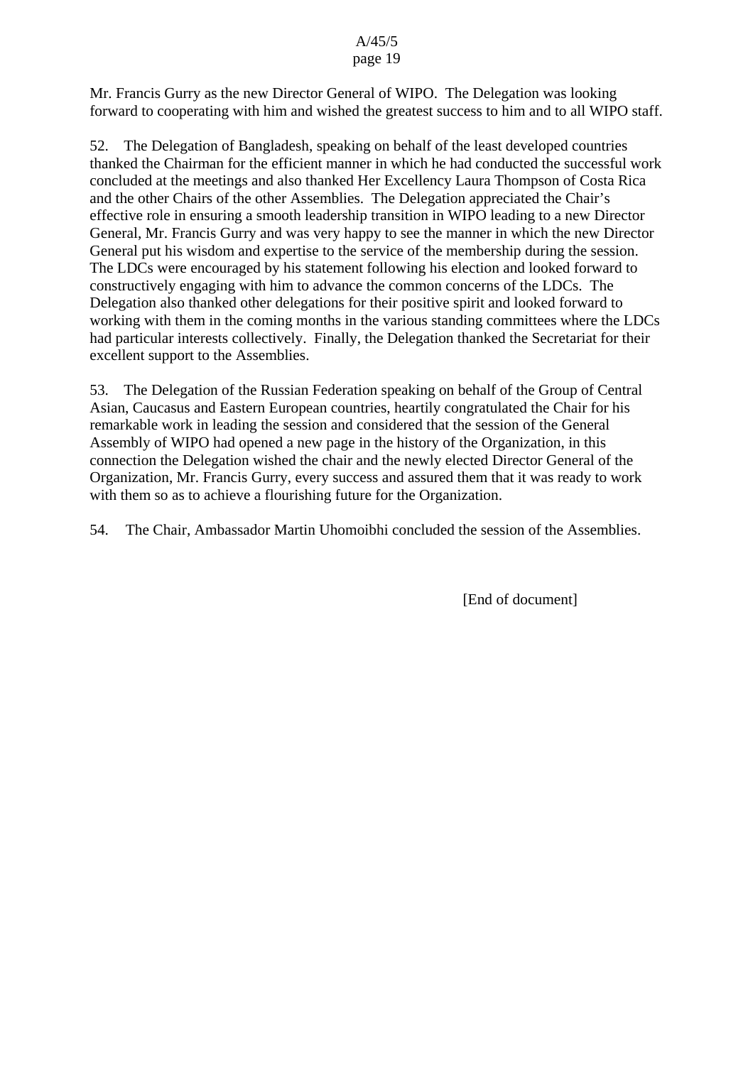Mr. Francis Gurry as the new Director General of WIPO. The Delegation was looking forward to cooperating with him and wished the greatest success to him and to all WIPO staff.

52. The Delegation of Bangladesh, speaking on behalf of the least developed countries thanked the Chairman for the efficient manner in which he had conducted the successful work concluded at the meetings and also thanked Her Excellency Laura Thompson of Costa Rica and the other Chairs of the other Assemblies. The Delegation appreciated the Chair's effective role in ensuring a smooth leadership transition in WIPO leading to a new Director General, Mr. Francis Gurry and was very happy to see the manner in which the new Director General put his wisdom and expertise to the service of the membership during the session. The LDCs were encouraged by his statement following his election and looked forward to constructively engaging with him to advance the common concerns of the LDCs. The Delegation also thanked other delegations for their positive spirit and looked forward to working with them in the coming months in the various standing committees where the LDCs had particular interests collectively. Finally, the Delegation thanked the Secretariat for their excellent support to the Assemblies.

53. The Delegation of the Russian Federation speaking on behalf of the Group of Central Asian, Caucasus and Eastern European countries, heartily congratulated the Chair for his remarkable work in leading the session and considered that the session of the General Assembly of WIPO had opened a new page in the history of the Organization, in this connection the Delegation wished the chair and the newly elected Director General of the Organization, Mr. Francis Gurry, every success and assured them that it was ready to work with them so as to achieve a flourishing future for the Organization.

54. The Chair, Ambassador Martin Uhomoibhi concluded the session of the Assemblies.

[End of document]